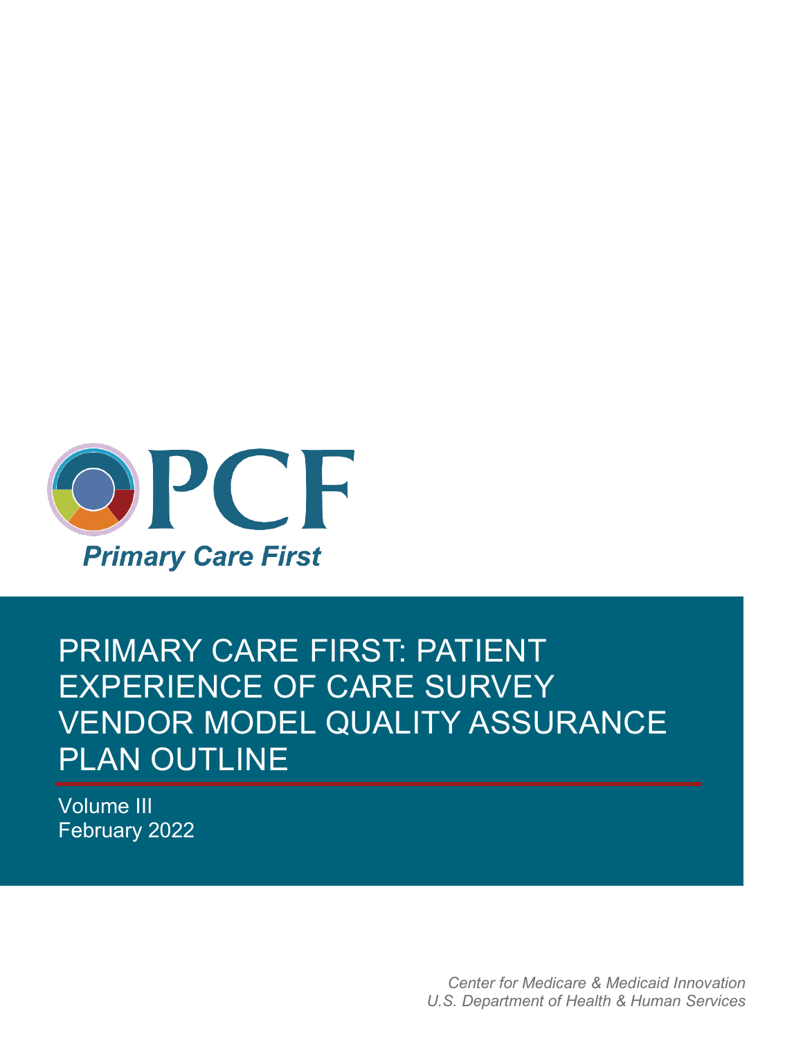PCF

Primary Care First

# PRIMARY CARE FIRST: PATIENT EXPERIENCE OF CARE SURVEY VENDOR MODEL QUALITY ASSURANCE PLAN OUTLINE

Volume III
February 2022

*Center for Medicare & Medicaid Innovation*
*U.S. Department of Health & Human Services*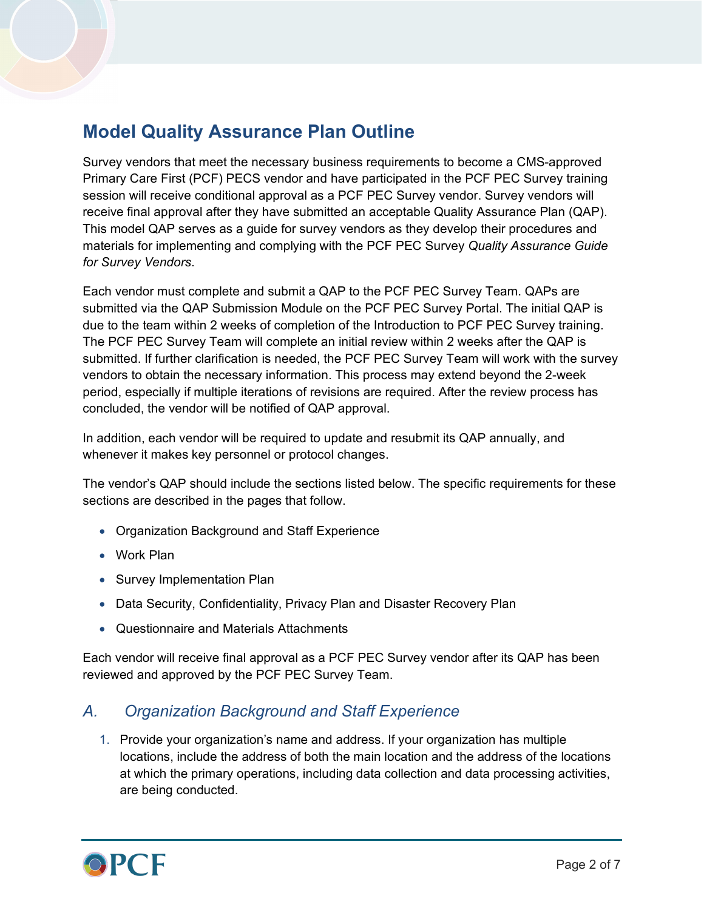# Model Quality Assurance Plan Outline

Survey vendors that meet the necessary business requirements to become a CMS-approved Primary Care First (PCF) PECS vendor and have participated in the PCF PEC Survey training session will receive conditional approval as a PCF PEC Survey vendor. Survey vendors will receive final approval after they have submitted an acceptable Quality Assurance Plan (QAP). This model QAP serves as a guide for survey vendors as they develop their procedures and materials for implementing and complying with the PCF PEC Survey *Quality Assurance Guide for Survey Vendors*.

Each vendor must complete and submit a QAP to the PCF PEC Survey Team. QAPs are submitted via the QAP Submission Module on the PCF PEC Survey Portal. The initial QAP is due to the team within 2 weeks of completion of the Introduction to PCF PEC Survey training. The PCF PEC Survey Team will complete an initial review within 2 weeks after the QAP is submitted. If further clarification is needed, the PCF PEC Survey Team will work with the survey vendors to obtain the necessary information. This process may extend beyond the 2-week period, especially if multiple iterations of revisions are required. After the review process has concluded, the vendor will be notified of QAP approval.

In addition, each vendor will be required to update and resubmit its QAP annually, and whenever it makes key personnel or protocol changes.

The vendor's QAP should include the sections listed below. The specific requirements for these sections are described in the pages that follow.

- Organization Background and Staff Experience
- Work Plan
- Survey Implementation Plan
- Data Security, Confidentiality, Privacy Plan and Disaster Recovery Plan
- Questionnaire and Materials Attachments

Each vendor will receive final approval as a PCF PEC Survey vendor after its QAP has been reviewed and approved by the PCF PEC Survey Team.

## *A. Organization Background and Staff Experience*

1. Provide your organization's name and address. If your organization has multiple locations, include the address of both the main location and the address of the locations at which the primary operations, including data collection and data processing activities, are being conducted.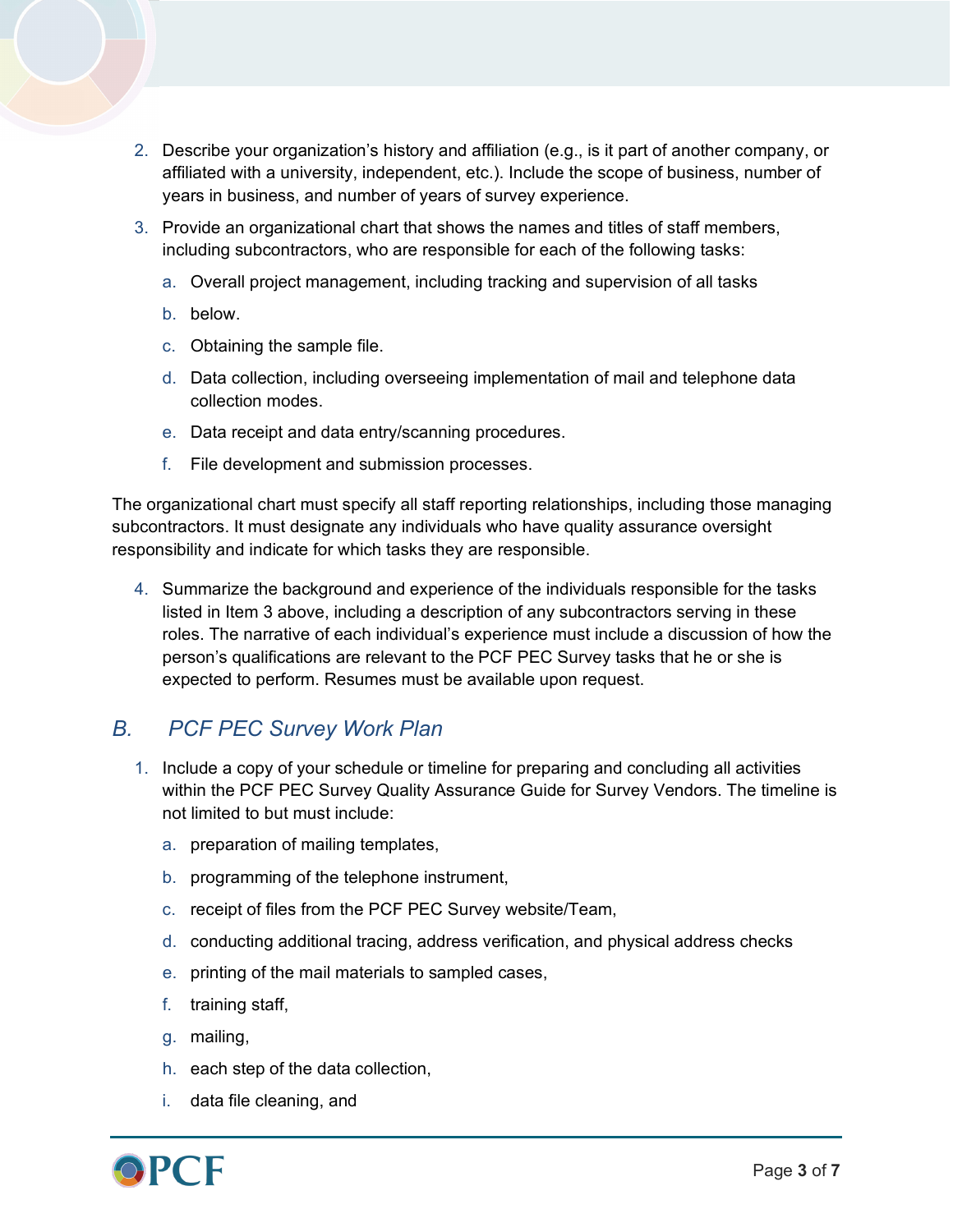2. Describe your organization's history and affiliation (e.g., is it part of another company, or affiliated with a university, independent, etc.). Include the scope of business, number of years in business, and number of years of survey experience.
3. Provide an organizational chart that shows the names and titles of staff members, including subcontractors, who are responsible for each of the following tasks:
   a. Overall project management, including tracking and supervision of all tasks
   b. below.
   c. Obtaining the sample file.
   d. Data collection, including overseeing implementation of mail and telephone data collection modes.
   e. Data receipt and data entry/scanning procedures.
   f. File development and submission processes.

The organizational chart must specify all staff reporting relationships, including those managing subcontractors. It must designate any individuals who have quality assurance oversight responsibility and indicate for which tasks they are responsible.

4. Summarize the background and experience of the individuals responsible for the tasks listed in Item 3 above, including a description of any subcontractors serving in these roles. The narrative of each individual's experience must include a discussion of how the person's qualifications are relevant to the PCF PEC Survey tasks that he or she is expected to perform. Resumes must be available upon request.

## *B. PCF PEC Survey Work Plan*

1. Include a copy of your schedule or timeline for preparing and concluding all activities within the PCF PEC Survey Quality Assurance Guide for Survey Vendors. The timeline is not limited to but must include:
   a. preparation of mailing templates,
   b. programming of the telephone instrument,
   c. receipt of files from the PCF PEC Survey website/Team,
   d. conducting additional tracing, address verification, and physical address checks
   e. printing of the mail materials to sampled cases,
   f. training staff,
   g. mailing,
   h. each step of the data collection,
   i. data file cleaning, and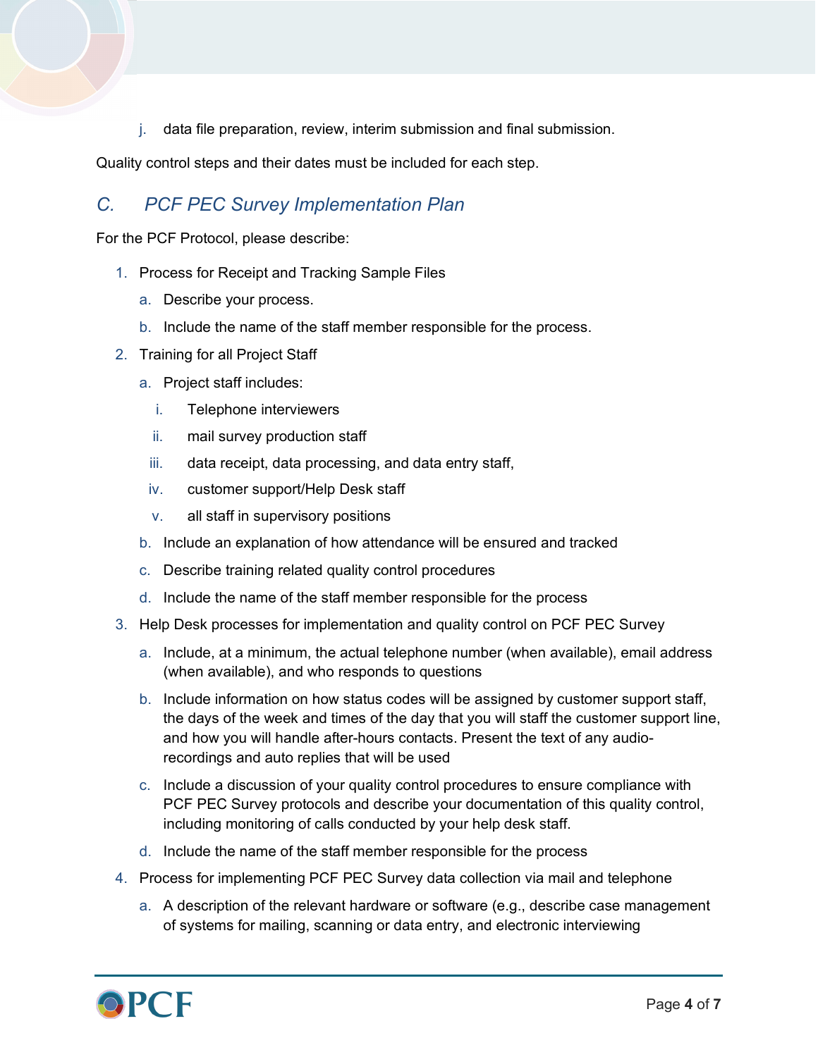j. data file preparation, review, interim submission and final submission.

Quality control steps and their dates must be included for each step.

## *C. PCF PEC Survey Implementation Plan*

For the PCF Protocol, please describe:

1. Process for Receipt and Tracking Sample Files
   a. Describe your process.
   b. Include the name of the staff member responsible for the process.
2. Training for all Project Staff
   a. Project staff includes:
      i. Telephone interviewers
      ii. mail survey production staff
      iii. data receipt, data processing, and data entry staff,
      iv. customer support/Help Desk staff
      v. all staff in supervisory positions
   b. Include an explanation of how attendance will be ensured and tracked
   c. Describe training related quality control procedures
   d. Include the name of the staff member responsible for the process
3. Help Desk processes for implementation and quality control on PCF PEC Survey
   a. Include, at a minimum, the actual telephone number (when available), email address (when available), and who responds to questions
   b. Include information on how status codes will be assigned by customer support staff, the days of the week and times of the day that you will staff the customer support line, and how you will handle after-hours contacts. Present the text of any audio-recordings and auto replies that will be used
   c. Include a discussion of your quality control procedures to ensure compliance with PCF PEC Survey protocols and describe your documentation of this quality control, including monitoring of calls conducted by your help desk staff.
   d. Include the name of the staff member responsible for the process
4. Process for implementing PCF PEC Survey data collection via mail and telephone
   a. A description of the relevant hardware or software (e.g., describe case management of systems for mailing, scanning or data entry, and electronic interviewing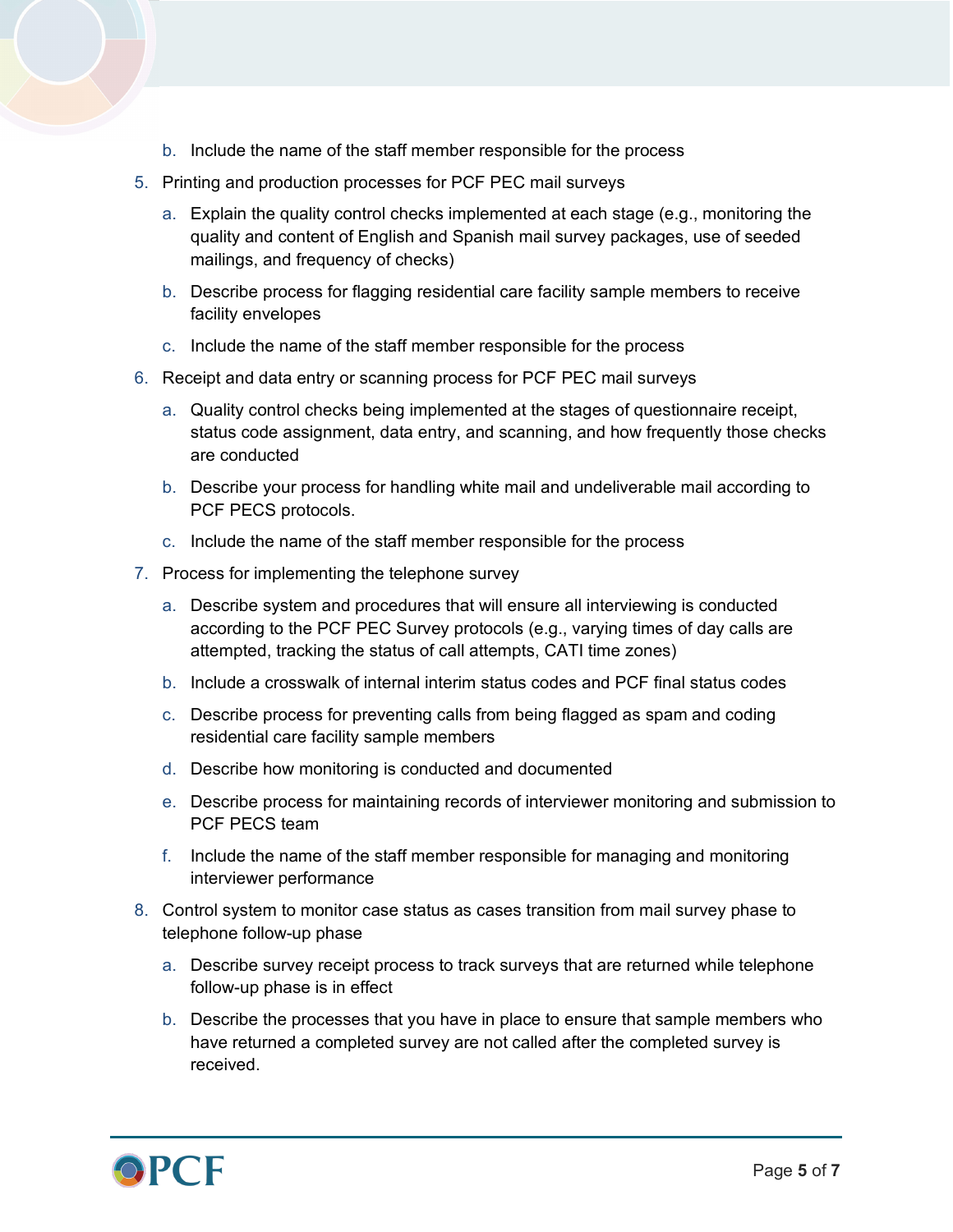b. Include the name of the staff member responsible for the process

5. Printing and production processes for PCF PEC mail surveys
   a. Explain the quality control checks implemented at each stage (e.g., monitoring the quality and content of English and Spanish mail survey packages, use of seeded mailings, and frequency of checks)
   b. Describe process for flagging residential care facility sample members to receive facility envelopes
   c. Include the name of the staff member responsible for the process

6. Receipt and data entry or scanning process for PCF PEC mail surveys
   a. Quality control checks being implemented at the stages of questionnaire receipt, status code assignment, data entry, and scanning, and how frequently those checks are conducted
   b. Describe your process for handling white mail and undeliverable mail according to PCF PECS protocols.
   c. Include the name of the staff member responsible for the process

7. Process for implementing the telephone survey
   a. Describe system and procedures that will ensure all interviewing is conducted according to the PCF PEC Survey protocols (e.g., varying times of day calls are attempted, tracking the status of call attempts, CATI time zones)
   b. Include a crosswalk of internal interim status codes and PCF final status codes
   c. Describe process for preventing calls from being flagged as spam and coding residential care facility sample members
   d. Describe how monitoring is conducted and documented
   e. Describe process for maintaining records of interviewer monitoring and submission to PCF PECS team
   f. Include the name of the staff member responsible for managing and monitoring interviewer performance

8. Control system to monitor case status as cases transition from mail survey phase to telephone follow-up phase
   a. Describe survey receipt process to track surveys that are returned while telephone follow-up phase is in effect
   b. Describe the processes that you have in place to ensure that sample members who have returned a completed survey are not called after the completed survey is received.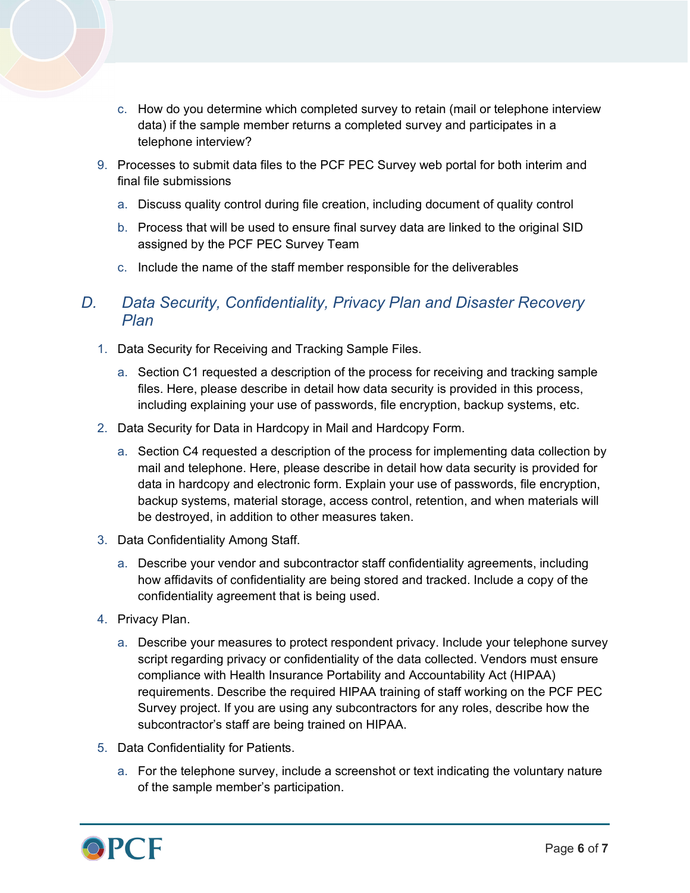c. How do you determine which completed survey to retain (mail or telephone interview data) if the sample member returns a completed survey and participates in a telephone interview?

9. Processes to submit data files to the PCF PEC Survey web portal for both interim and final file submissions

   a. Discuss quality control during file creation, including document of quality control

   b. Process that will be used to ensure final survey data are linked to the original SID assigned by the PCF PEC Survey Team

   c. Include the name of the staff member responsible for the deliverables

## *D. Data Security, Confidentiality, Privacy Plan and Disaster Recovery Plan*

1. Data Security for Receiving and Tracking Sample Files.

   a. Section C1 requested a description of the process for receiving and tracking sample files. Here, please describe in detail how data security is provided in this process, including explaining your use of passwords, file encryption, backup systems, etc.

2. Data Security for Data in Hardcopy in Mail and Hardcopy Form.

   a. Section C4 requested a description of the process for implementing data collection by mail and telephone. Here, please describe in detail how data security is provided for data in hardcopy and electronic form. Explain your use of passwords, file encryption, backup systems, material storage, access control, retention, and when materials will be destroyed, in addition to other measures taken.

3. Data Confidentiality Among Staff.

   a. Describe your vendor and subcontractor staff confidentiality agreements, including how affidavits of confidentiality are being stored and tracked. Include a copy of the confidentiality agreement that is being used.

4. Privacy Plan.

   a. Describe your measures to protect respondent privacy. Include your telephone survey script regarding privacy or confidentiality of the data collected. Vendors must ensure compliance with Health Insurance Portability and Accountability Act (HIPAA) requirements. Describe the required HIPAA training of staff working on the PCF PEC Survey project. If you are using any subcontractors for any roles, describe how the subcontractor's staff are being trained on HIPAA.

5. Data Confidentiality for Patients.

   a. For the telephone survey, include a screenshot or text indicating the voluntary nature of the sample member's participation.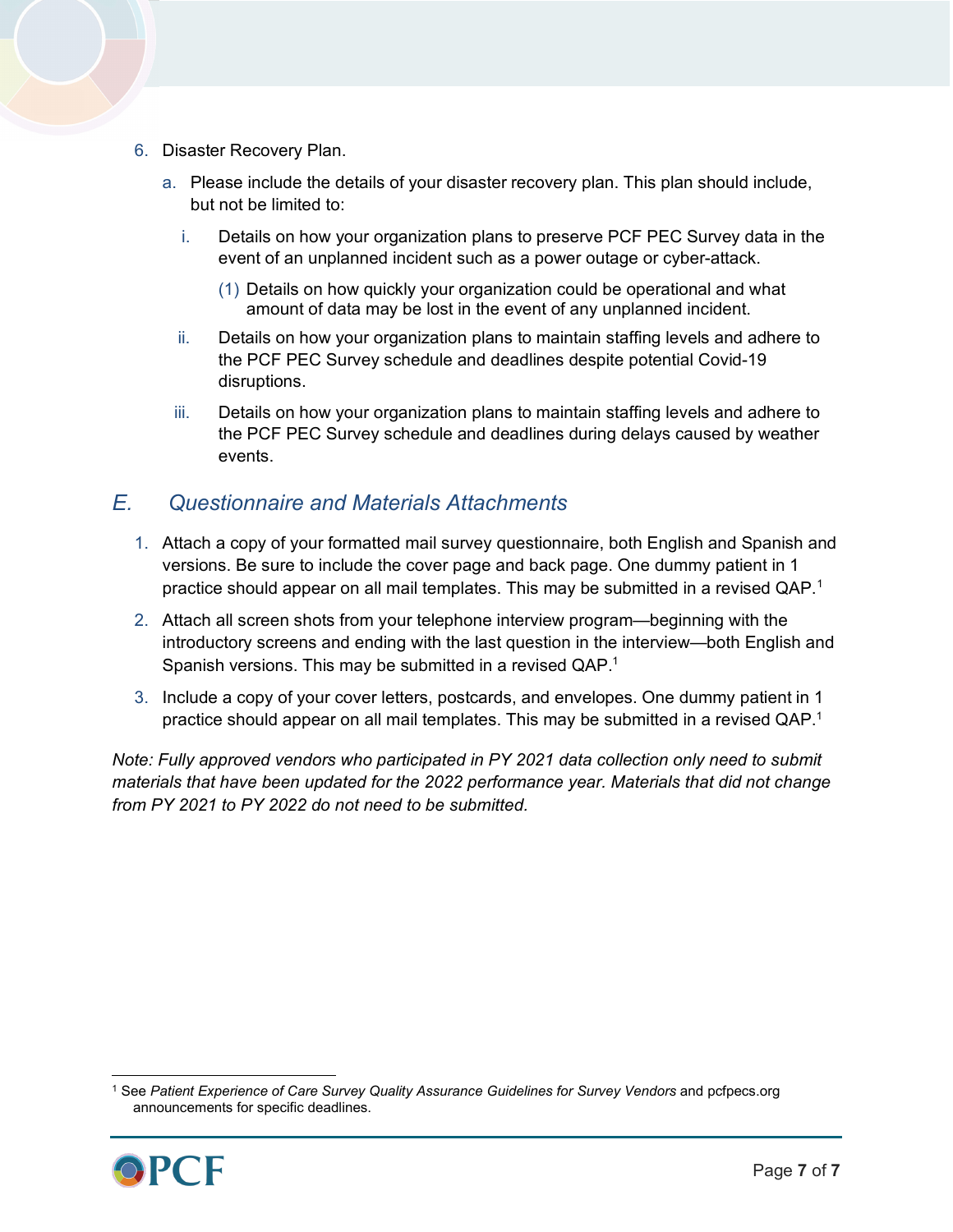6. Disaster Recovery Plan.
   a. Please include the details of your disaster recovery plan. This plan should include, but not be limited to:
      i. Details on how your organization plans to preserve PCF PEC Survey data in the event of an unplanned incident such as a power outage or cyber-attack.
         (1) Details on how quickly your organization could be operational and what amount of data may be lost in the event of any unplanned incident.
      ii. Details on how your organization plans to maintain staffing levels and adhere to the PCF PEC Survey schedule and deadlines despite potential Covid-19 disruptions.
      iii. Details on how your organization plans to maintain staffing levels and adhere to the PCF PEC Survey schedule and deadlines during delays caused by weather events.

## *E. Questionnaire and Materials Attachments*

1. Attach a copy of your formatted mail survey questionnaire, both English and Spanish and versions. Be sure to include the cover page and back page. One dummy patient in 1 practice should appear on all mail templates. This may be submitted in a revised QAP.[1]
2. Attach all screen shots from your telephone interview program—beginning with the introductory screens and ending with the last question in the interview—both English and Spanish versions. This may be submitted in a revised QAP.[1]
3. Include a copy of your cover letters, postcards, and envelopes. One dummy patient in 1 practice should appear on all mail templates. This may be submitted in a revised QAP.[1]

*Note: Fully approved vendors who participated in PY 2021 data collection only need to submit materials that have been updated for the 2022 performance year. Materials that did not change from PY 2021 to PY 2022 do not need to be submitted.*

---

[1] See *Patient Experience of Care Survey Quality Assurance Guidelines for Survey Vendors* and pcfpecs.org announcements for specific deadlines.